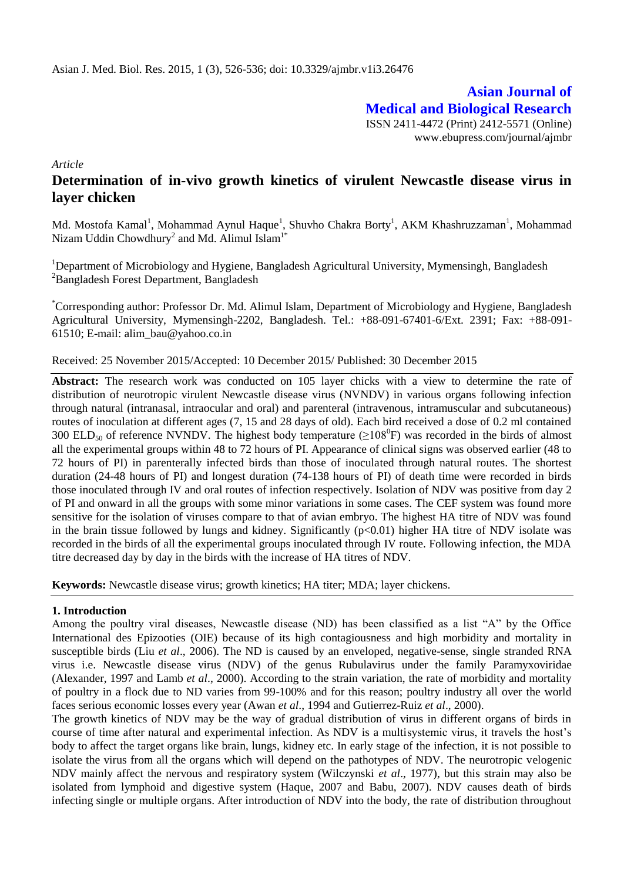Asian J. Med. Biol. Res. 2015, 1 (3), 526-536; doi: 10.3329/ajmbr.v1i3.26476

**Asian Journal of Medical and Biological Research**

ISSN 2411-4472 (Print) 2412-5571 (Online)
www.ebupress.com/journal/ajmbr

*Article*

# Determination of in-vivo growth kinetics of virulent Newcastle disease virus in layer chicken

Md. Mostofa Kamal[1], Mohammad Aynul Haque[1], Shuvho Chakra Borty[1], AKM Khashruzzaman[1], Mohammad Nizam Uddin Chowdhury[2] and Md. Alimul Islam[1*]

[1]Department of Microbiology and Hygiene, Bangladesh Agricultural University, Mymensingh, Bangladesh
[2]Bangladesh Forest Department, Bangladesh

[*]Corresponding author: Professor Dr. Md. Alimul Islam, Department of Microbiology and Hygiene, Bangladesh Agricultural University, Mymensingh-2202, Bangladesh. Tel.: +88-091-67401-6/Ext. 2391; Fax: +88-091-61510; E-mail: alim_bau@yahoo.co.in

Received: 25 November 2015/Accepted: 10 December 2015/ Published: 30 December 2015

**Abstract:** The research work was conducted on 105 layer chicks with a view to determine the rate of distribution of neurotropic virulent Newcastle disease virus (NVNDV) in various organs following infection through natural (intranasal, intraocular and oral) and parenteral (intravenous, intramuscular and subcutaneous) routes of inoculation at different ages (7, 15 and 28 days of old). Each bird received a dose of 0.2 ml contained 300 $ELD_{50}$ of reference NVNDV. The highest body temperature ($\geq 108^0F$) was recorded in the birds of almost all the experimental groups within 48 to 72 hours of PI. Appearance of clinical signs was observed earlier (48 to 72 hours of PI) in parenterally infected birds than those of inoculated through natural routes. The shortest duration (24-48 hours of PI) and longest duration (74-138 hours of PI) of death time were recorded in birds those inoculated through IV and oral routes of infection respectively. Isolation of NDV was positive from day 2 of PI and onward in all the groups with some minor variations in some cases. The CEF system was found more sensitive for the isolation of viruses compare to that of avian embryo. The highest HA titre of NDV was found in the brain tissue followed by lungs and kidney. Significantly ($p<0.01$) higher HA titre of NDV isolate was recorded in the birds of all the experimental groups inoculated through IV route. Following infection, the MDA titre decreased day by day in the birds with the increase of HA titres of NDV.

**Keywords:** Newcastle disease virus; growth kinetics; HA titer; MDA; layer chickens.

## 1. Introduction

Among the poultry viral diseases, Newcastle disease (ND) has been classified as a list "A" by the Office International des Epizooties (OIE) because of its high contagiousness and high morbidity and mortality in susceptible birds (Liu *et al*., 2006). The ND is caused by an enveloped, negative-sense, single stranded RNA virus i.e. Newcastle disease virus (NDV) of the genus Rubulavirus under the family Paramyxoviridae (Alexander, 1997 and Lamb *et al*., 2000). According to the strain variation, the rate of morbidity and mortality of poultry in a flock due to ND varies from 99-100% and for this reason; poultry industry all over the world faces serious economic losses every year (Awan *et al*., 1994 and Gutierrez-Ruiz *et al*., 2000).

The growth kinetics of NDV may be the way of gradual distribution of virus in different organs of birds in course of time after natural and experimental infection. As NDV is a multisystemic virus, it travels the host's body to affect the target organs like brain, lungs, kidney etc. In early stage of the infection, it is not possible to isolate the virus from all the organs which will depend on the pathotypes of NDV. The neurotropic velogenic NDV mainly affect the nervous and respiratory system (Wilczynski *et al*., 1977), but this strain may also be isolated from lymphoid and digestive system (Haque, 2007 and Babu, 2007). NDV causes death of birds infecting single or multiple organs. After introduction of NDV into the body, the rate of distribution throughout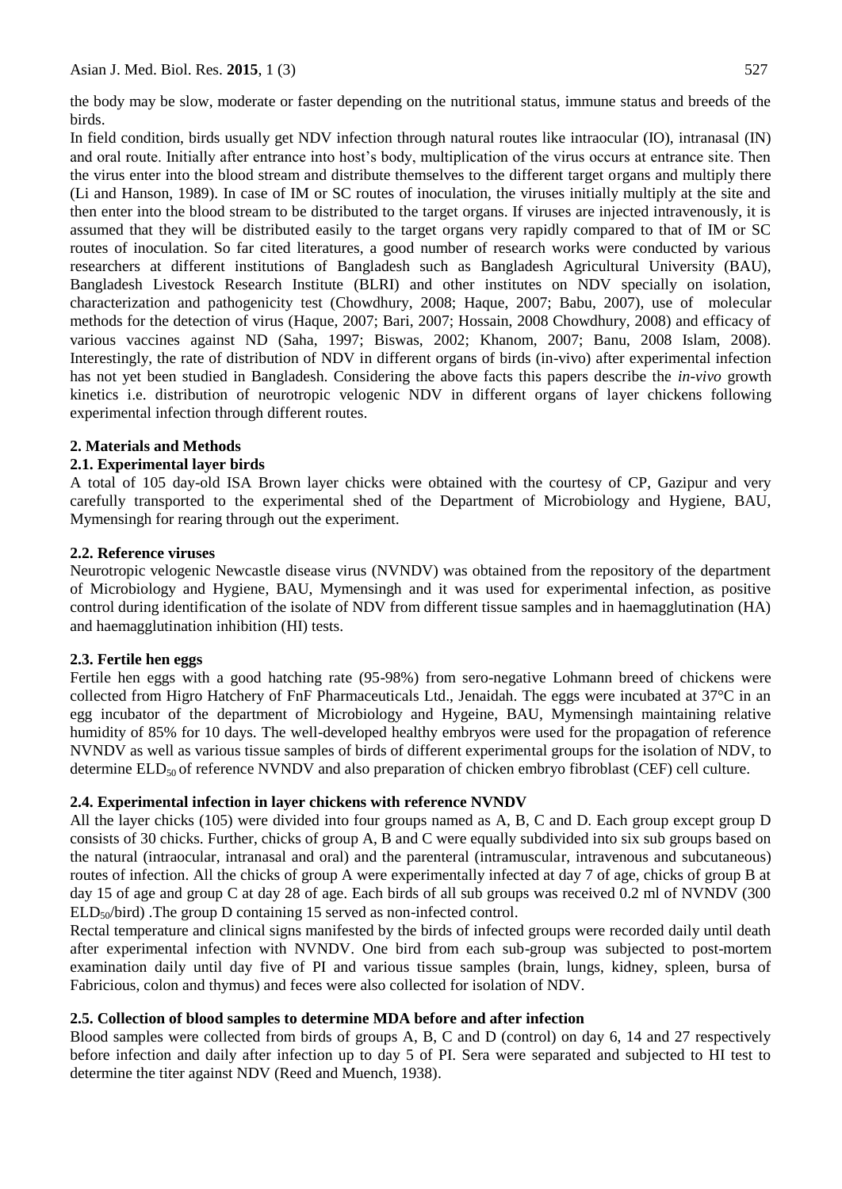the body may be slow, moderate or faster depending on the nutritional status, immune status and breeds of the birds.

In field condition, birds usually get NDV infection through natural routes like intraocular (IO), intranasal (IN) and oral route. Initially after entrance into host's body, multiplication of the virus occurs at entrance site. Then the virus enter into the blood stream and distribute themselves to the different target organs and multiply there (Li and Hanson, 1989). In case of IM or SC routes of inoculation, the viruses initially multiply at the site and then enter into the blood stream to be distributed to the target organs. If viruses are injected intravenously, it is assumed that they will be distributed easily to the target organs very rapidly compared to that of IM or SC routes of inoculation. So far cited literatures, a good number of research works were conducted by various researchers at different institutions of Bangladesh such as Bangladesh Agricultural University (BAU), Bangladesh Livestock Research Institute (BLRI) and other institutes on NDV specially on isolation, characterization and pathogenicity test (Chowdhury, 2008; Haque, 2007; Babu, 2007), use of molecular methods for the detection of virus (Haque, 2007; Bari, 2007; Hossain, 2008 Chowdhury, 2008) and efficacy of various vaccines against ND (Saha, 1997; Biswas, 2002; Khanom, 2007; Banu, 2008 Islam, 2008). Interestingly, the rate of distribution of NDV in different organs of birds (in-vivo) after experimental infection has not yet been studied in Bangladesh. Considering the above facts this papers describe the *in-vivo* growth kinetics i.e. distribution of neurotropic velogenic NDV in different organs of layer chickens following experimental infection through different routes.

## 2. Materials and Methods

### 2.1. Experimental layer birds

A total of 105 day-old ISA Brown layer chicks were obtained with the courtesy of CP, Gazipur and very carefully transported to the experimental shed of the Department of Microbiology and Hygiene, BAU, Mymensingh for rearing through out the experiment.

### 2.2. Reference viruses

Neurotropic velogenic Newcastle disease virus (NVNDV) was obtained from the repository of the department of Microbiology and Hygiene, BAU, Mymensingh and it was used for experimental infection, as positive control during identification of the isolate of NDV from different tissue samples and in haemagglutination (HA) and haemagglutination inhibition (HI) tests.

### 2.3. Fertile hen eggs

Fertile hen eggs with a good hatching rate (95-98%) from sero-negative Lohmann breed of chickens were collected from Higro Hatchery of FnF Pharmaceuticals Ltd., Jenaidah. The eggs were incubated at 37°C in an egg incubator of the department of Microbiology and Hygeine, BAU, Mymensingh maintaining relative humidity of 85% for 10 days. The well-developed healthy embryos were used for the propagation of reference NVNDV as well as various tissue samples of birds of different experimental groups for the isolation of NDV, to determine $ELD_{50}$ of reference NVNDV and also preparation of chicken embryo fibroblast (CEF) cell culture.

### 2.4. Experimental infection in layer chickens with reference NVNDV

All the layer chicks (105) were divided into four groups named as A, B, C and D. Each group except group D consists of 30 chicks. Further, chicks of group A, B and C were equally subdivided into six sub groups based on the natural (intraocular, intranasal and oral) and the parenteral (intramuscular, intravenous and subcutaneous) routes of infection. All the chicks of group A were experimentally infected at day 7 of age, chicks of group B at day 15 of age and group C at day 28 of age. Each birds of all sub groups was received 0.2 ml of NVNDV (300 $ELD_{50}$/bird) .The group D containing 15 served as non-infected control.

Rectal temperature and clinical signs manifested by the birds of infected groups were recorded daily until death after experimental infection with NVNDV. One bird from each sub-group was subjected to post-mortem examination daily until day five of PI and various tissue samples (brain, lungs, kidney, spleen, bursa of Fabricious, colon and thymus) and feces were also collected for isolation of NDV.

### 2.5. Collection of blood samples to determine MDA before and after infection

Blood samples were collected from birds of groups A, B, C and D (control) on day 6, 14 and 27 respectively before infection and daily after infection up to day 5 of PI. Sera were separated and subjected to HI test to determine the titer against NDV (Reed and Muench, 1938).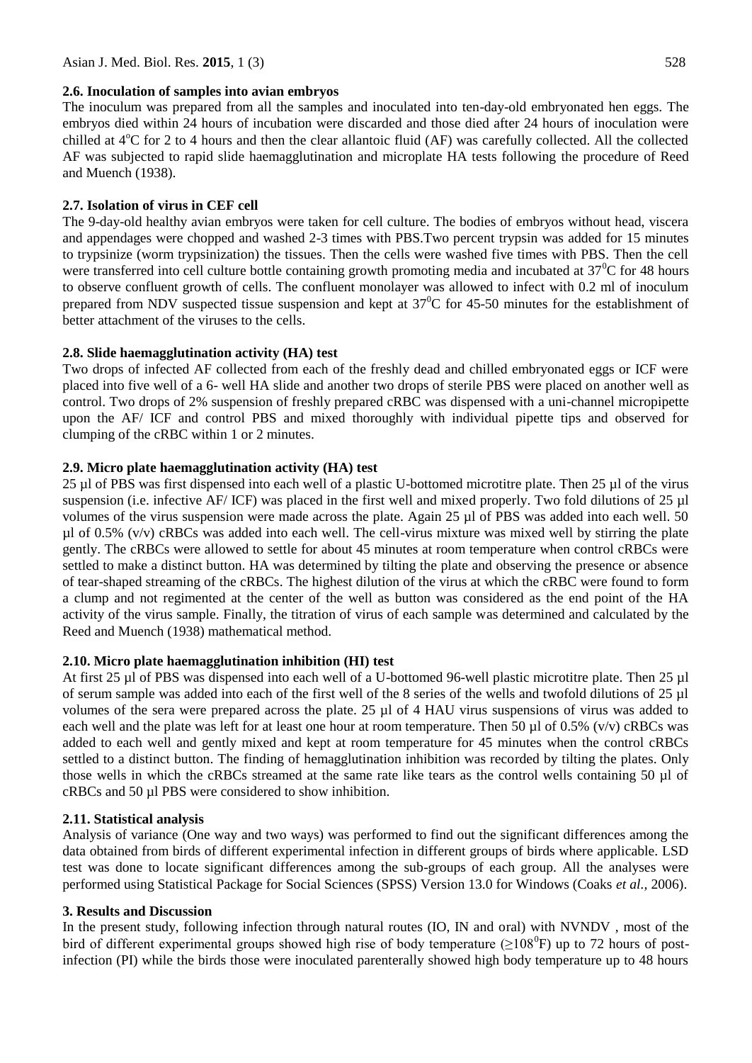### 2.6. Inoculation of samples into avian embryos

The inoculum was prepared from all the samples and inoculated into ten-day-old embryonated hen eggs. The embryos died within 24 hours of incubation were discarded and those died after 24 hours of inoculation were chilled at $4^{o}C$ for 2 to 4 hours and then the clear allantoic fluid (AF) was carefully collected. All the collected AF was subjected to rapid slide haemagglutination and microplate HA tests following the procedure of Reed and Muench (1938).

### 2.7. Isolation of virus in CEF cell

The 9-day-old healthy avian embryos were taken for cell culture. The bodies of embryos without head, viscera and appendages were chopped and washed 2-3 times with PBS.Two percent trypsin was added for 15 minutes to trypsinize (worm trypsinization) the tissues. Then the cells were washed five times with PBS. Then the cell were transferred into cell culture bottle containing growth promoting media and incubated at $37^{0}C$ for 48 hours to observe confluent growth of cells. The confluent monolayer was allowed to infect with 0.2 ml of inoculum prepared from NDV suspected tissue suspension and kept at $37^{0}C$ for 45-50 minutes for the establishment of better attachment of the viruses to the cells.

### 2.8. Slide haemagglutination activity (HA) test

Two drops of infected AF collected from each of the freshly dead and chilled embryonated eggs or ICF were placed into five well of a 6- well HA slide and another two drops of sterile PBS were placed on another well as control. Two drops of 2% suspension of freshly prepared cRBC was dispensed with a uni-channel micropipette upon the AF/ ICF and control PBS and mixed thoroughly with individual pipette tips and observed for clumping of the cRBC within 1 or 2 minutes.

### 2.9. Micro plate haemagglutination activity (HA) test

25 µl of PBS was first dispensed into each well of a plastic U-bottomed microtitre plate. Then 25 µl of the virus suspension (i.e. infective AF/ ICF) was placed in the first well and mixed properly. Two fold dilutions of 25 µl volumes of the virus suspension were made across the plate. Again 25 µl of PBS was added into each well. 50 µl of 0.5% (v/v) cRBCs was added into each well. The cell-virus mixture was mixed well by stirring the plate gently. The cRBCs were allowed to settle for about 45 minutes at room temperature when control cRBCs were settled to make a distinct button. HA was determined by tilting the plate and observing the presence or absence of tear-shaped streaming of the cRBCs. The highest dilution of the virus at which the cRBC were found to form a clump and not regimented at the center of the well as button was considered as the end point of the HA activity of the virus sample. Finally, the titration of virus of each sample was determined and calculated by the Reed and Muench (1938) mathematical method.

### 2.10. Micro plate haemagglutination inhibition (HI) test

At first 25 µl of PBS was dispensed into each well of a U-bottomed 96-well plastic microtitre plate. Then 25 µl of serum sample was added into each of the first well of the 8 series of the wells and twofold dilutions of 25 µl volumes of the sera were prepared across the plate. 25 µl of 4 HAU virus suspensions of virus was added to each well and the plate was left for at least one hour at room temperature. Then 50 µl of 0.5% (v/v) cRBCs was added to each well and gently mixed and kept at room temperature for 45 minutes when the control cRBCs settled to a distinct button. The finding of hemagglutination inhibition was recorded by tilting the plates. Only those wells in which the cRBCs streamed at the same rate like tears as the control wells containing 50 µl of cRBCs and 50 µl PBS were considered to show inhibition.

### 2.11. Statistical analysis

Analysis of variance (One way and two ways) was performed to find out the significant differences among the data obtained from birds of different experimental infection in different groups of birds where applicable. LSD test was done to locate significant differences among the sub-groups of each group. All the analyses were performed using Statistical Package for Social Sciences (SPSS) Version 13.0 for Windows (Coaks *et al.,* 2006).

## 3. Results and Discussion

In the present study, following infection through natural routes (IO, IN and oral) with NVNDV , most of the bird of different experimental groups showed high rise of body temperature ($\geq 108^{0}F$) up to 72 hours of post-infection (PI) while the birds those were inoculated parenterally showed high body temperature up to 48 hours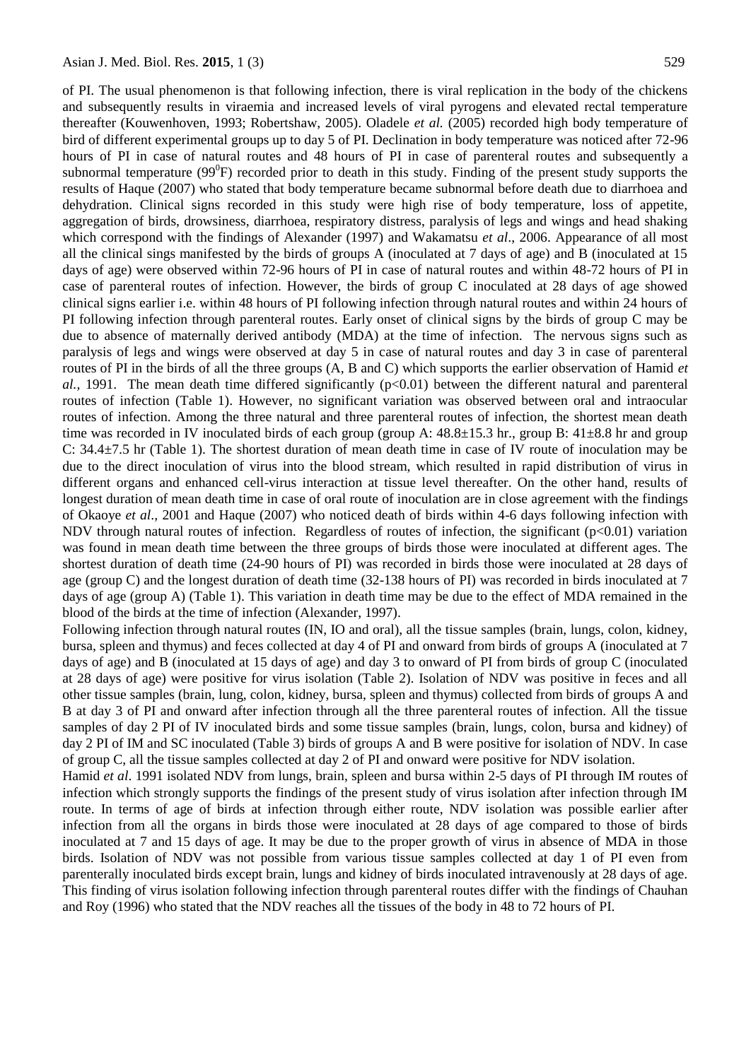of PI. The usual phenomenon is that following infection, there is viral replication in the body of the chickens and subsequently results in viraemia and increased levels of viral pyrogens and elevated rectal temperature thereafter (Kouwenhoven, 1993; Robertshaw, 2005). Oladele *et al.* (2005) recorded high body temperature of bird of different experimental groups up to day 5 of PI. Declination in body temperature was noticed after 72-96 hours of PI in case of natural routes and 48 hours of PI in case of parenteral routes and subsequently a subnormal temperature ($99^0$F) recorded prior to death in this study. Finding of the present study supports the results of Haque (2007) who stated that body temperature became subnormal before death due to diarrhoea and dehydration. Clinical signs recorded in this study were high rise of body temperature, loss of appetite, aggregation of birds, drowsiness, diarrhoea, respiratory distress, paralysis of legs and wings and head shaking which correspond with the findings of Alexander (1997) and Wakamatsu *et al*., 2006. Appearance of all most all the clinical sings manifested by the birds of groups A (inoculated at 7 days of age) and B (inoculated at 15 days of age) were observed within 72-96 hours of PI in case of natural routes and within 48-72 hours of PI in case of parenteral routes of infection. However, the birds of group C inoculated at 28 days of age showed clinical signs earlier i.e. within 48 hours of PI following infection through natural routes and within 24 hours of PI following infection through parenteral routes. Early onset of clinical signs by the birds of group C may be due to absence of maternally derived antibody (MDA) at the time of infection. The nervous signs such as paralysis of legs and wings were observed at day 5 in case of natural routes and day 3 in case of parenteral routes of PI in the birds of all the three groups (A, B and C) which supports the earlier observation of Hamid *et al.,* 1991. The mean death time differed significantly ($p<0.01$) between the different natural and parenteral routes of infection (Table 1). However, no significant variation was observed between oral and intraocular routes of infection. Among the three natural and three parenteral routes of infection, the shortest mean death time was recorded in IV inoculated birds of each group (group A: 48.8±15.3 hr., group B: 41±8.8 hr and group C: 34.4±7.5 hr (Table 1). The shortest duration of mean death time in case of IV route of inoculation may be due to the direct inoculation of virus into the blood stream, which resulted in rapid distribution of virus in different organs and enhanced cell-virus interaction at tissue level thereafter. On the other hand, results of longest duration of mean death time in case of oral route of inoculation are in close agreement with the findings of Okaoye *et al.,* 2001 and Haque (2007) who noticed death of birds within 4-6 days following infection with NDV through natural routes of infection. Regardless of routes of infection, the significant ($p<0.01$) variation was found in mean death time between the three groups of birds those were inoculated at different ages. The shortest duration of death time (24-90 hours of PI) was recorded in birds those were inoculated at 28 days of age (group C) and the longest duration of death time (32-138 hours of PI) was recorded in birds inoculated at 7 days of age (group A) (Table 1). This variation in death time may be due to the effect of MDA remained in the blood of the birds at the time of infection (Alexander, 1997).

Following infection through natural routes (IN, IO and oral), all the tissue samples (brain, lungs, colon, kidney, bursa, spleen and thymus) and feces collected at day 4 of PI and onward from birds of groups A (inoculated at 7 days of age) and B (inoculated at 15 days of age) and day 3 to onward of PI from birds of group C (inoculated at 28 days of age) were positive for virus isolation (Table 2). Isolation of NDV was positive in feces and all other tissue samples (brain, lung, colon, kidney, bursa, spleen and thymus) collected from birds of groups A and B at day 3 of PI and onward after infection through all the three parenteral routes of infection. All the tissue samples of day 2 PI of IV inoculated birds and some tissue samples (brain, lungs, colon, bursa and kidney) of day 2 PI of IM and SC inoculated (Table 3) birds of groups A and B were positive for isolation of NDV. In case of group C, all the tissue samples collected at day 2 of PI and onward were positive for NDV isolation.

Hamid *et al*. 1991 isolated NDV from lungs, brain, spleen and bursa within 2-5 days of PI through IM routes of infection which strongly supports the findings of the present study of virus isolation after infection through IM route. In terms of age of birds at infection through either route, NDV isolation was possible earlier after infection from all the organs in birds those were inoculated at 28 days of age compared to those of birds inoculated at 7 and 15 days of age. It may be due to the proper growth of virus in absence of MDA in those birds. Isolation of NDV was not possible from various tissue samples collected at day 1 of PI even from parenterally inoculated birds except brain, lungs and kidney of birds inoculated intravenously at 28 days of age. This finding of virus isolation following infection through parenteral routes differ with the findings of Chauhan and Roy (1996) who stated that the NDV reaches all the tissues of the body in 48 to 72 hours of PI.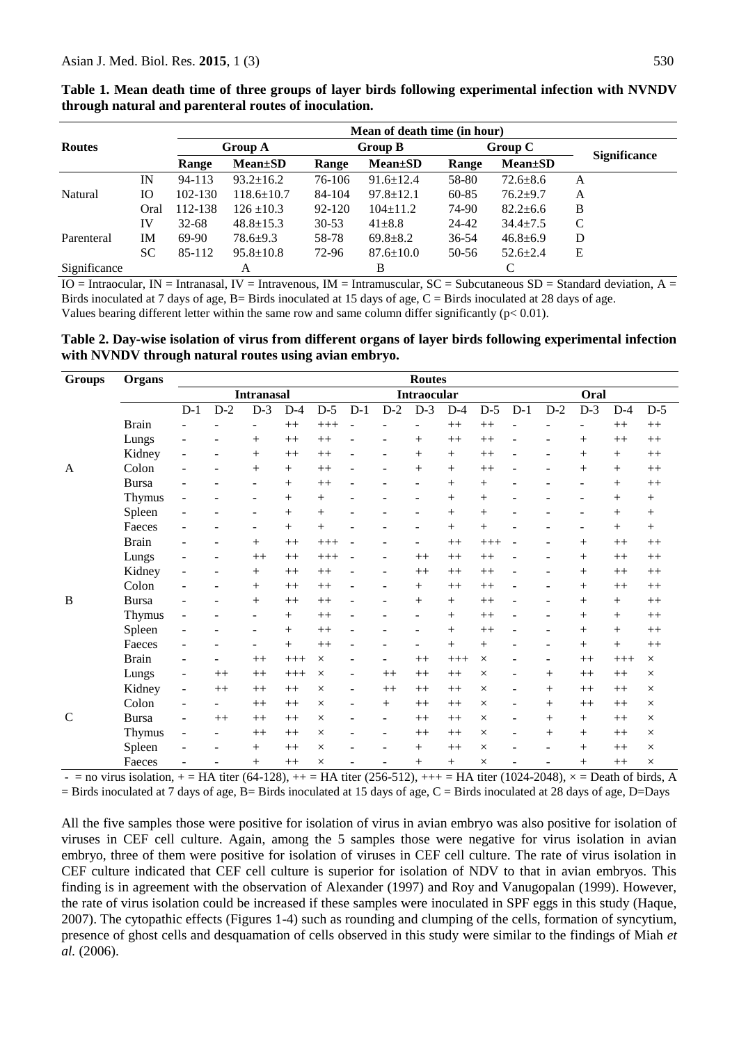**Table 1. Mean death time of three groups of layer birds following experimental infection with NVNDV through natural and parenteral routes of inoculation.**

| Routes | | Mean of death time (in hour) | | | | | | Significance |
|---|---|---|---|---|---|---|---|---|
| | | Group A | | Group B | | Group C | | |
| | | Range | Mean±SD | Range | Mean±SD | Range | Mean±SD | |
| Natural | IN | 94-113 | 93.2±16.2 | 76-106 | 91.6±12.4 | 58-80 | 72.6±8.6 | A |
| | IO | 102-130 | 118.6±10.7 | 84-104 | 97.8±12.1 | 60-85 | 76.2±9.7 | A |
| | Oral | 112-138 | 126 ±10.3 | 92-120 | 104±11.2 | 74-90 | 82.2±6.6 | B |
| Parenteral | IV | 32-68 | 48.8±15.3 | 30-53 | 41±8.8 | 24-42 | 34.4±7.5 | C |
| | IM | 69-90 | 78.6±9.3 | 58-78 | 69.8±8.2 | 36-54 | 46.8±6.9 | D |
| | SC | 85-112 | 95.8±10.8 | 72-96 | 87.6±10.0 | 50-56 | 52.6±2.4 | E |
| Significance | | A | | B | | C | | |

IO = Intraocular, IN = Intranasal, IV = Intravenous, IM = Intramuscular, SC = Subcutaneous SD = Standard deviation, A = Birds inoculated at 7 days of age, B= Birds inoculated at 15 days of age, C = Birds inoculated at 28 days of age.
Values bearing different letter within the same row and same column differ significantly ($p < 0.01$).

**Table 2. Day-wise isolation of virus from different organs of layer birds following experimental infection with NVNDV through natural routes using avian embryo.**

| Groups | Organs | Routes | | | | | | | | | | | | | | |
|---|---|---|---|---|---|---|---|---|---|---|---|---|---|---|---|---|
| | | Intranasal | | | | | Intraocular | | | | | Oral | | | | |
| | | D-1 | D-2 | D-3 | D-4 | D-5 | D-1 | D-2 | D-3 | D-4 | D-5 | D-1 | D-2 | D-3 | D-4 | D-5 |
| A | Brain | - | - | - | ++ | +++ | - | - | - | ++ | ++ | - | - | - | ++ | ++ |
| | Lungs | - | - | + | ++ | ++ | - | - | + | ++ | ++ | - | - | + | ++ | ++ |
| | Kidney | - | - | + | ++ | ++ | - | - | + | + | ++ | - | - | + | + | ++ |
| | Colon | - | - | + | + | ++ | - | - | + | + | ++ | - | - | + | + | ++ |
| | Bursa | - | - | - | + | ++ | - | - | - | + | + | - | - | - | + | ++ |
| | Thymus | - | - | - | + | + | - | - | - | + | + | - | - | - | + | + |
| | Spleen | - | - | - | + | + | - | - | - | + | + | - | - | - | + | + |
| | Faeces | - | - | - | + | + | - | - | - | + | + | - | - | - | + | + |
| B | Brain | - | - | + | ++ | +++ | - | - | - | ++ | +++ | - | - | + | ++ | ++ |
| | Lungs | - | - | ++ | ++ | +++ | - | - | ++ | ++ | ++ | - | - | + | ++ | ++ |
| | Kidney | - | - | + | ++ | ++ | - | - | ++ | ++ | ++ | - | - | + | ++ | ++ |
| | Colon | - | - | + | ++ | ++ | - | - | + | ++ | ++ | - | - | + | ++ | ++ |
| | Bursa | - | - | + | ++ | ++ | - | - | + | + | ++ | - | - | + | + | ++ |
| | Thymus | - | - | - | + | ++ | - | - | - | + | ++ | - | - | + | + | ++ |
| | Spleen | - | - | - | + | ++ | - | - | - | + | ++ | - | - | + | + | ++ |
| | Faeces | - | - | - | + | ++ | - | - | - | + | + | - | - | + | + | ++ |
| C | Brain | - | - | ++ | +++ | × | - | - | ++ | +++ | × | - | - | ++ | +++ | × |
| | Lungs | - | ++ | ++ | +++ | × | - | ++ | ++ | ++ | × | - | + | ++ | ++ | × |
| | Kidney | - | ++ | ++ | ++ | × | - | ++ | ++ | ++ | × | - | + | ++ | ++ | × |
| | Colon | - | - | ++ | ++ | × | - | + | ++ | ++ | × | - | + | ++ | ++ | × |
| | Bursa | - | ++ | ++ | ++ | × | - | - | ++ | ++ | × | - | + | + | ++ | × |
| | Thymus | - | - | ++ | ++ | × | - | - | ++ | ++ | × | - | + | + | ++ | × |
| | Spleen | - | - | + | ++ | × | - | - | + | ++ | × | - | - | + | ++ | × |
| | Faeces | - | - | + | ++ | × | - | - | + | + | × | - | - | + | ++ | × |

- = no virus isolation, + = HA titer (64-128), ++ = HA titer (256-512), +++ = HA titer (1024-2048), × = Death of birds, A = Birds inoculated at 7 days of age, B= Birds inoculated at 15 days of age, C = Birds inoculated at 28 days of age, D=Days

All the five samples those were positive for isolation of virus in avian embryo was also positive for isolation of viruses in CEF cell culture. Again, among the 5 samples those were negative for virus isolation in avian embryo, three of them were positive for isolation of viruses in CEF cell culture. The rate of virus isolation in CEF culture indicated that CEF cell culture is superior for isolation of NDV to that in avian embryos. This finding is in agreement with the observation of Alexander (1997) and Roy and Vanugopalan (1999). However, the rate of virus isolation could be increased if these samples were inoculated in SPF eggs in this study (Haque, 2007). The cytopathic effects (Figures 1-4) such as rounding and clumping of the cells, formation of syncytium, presence of ghost cells and desquamation of cells observed in this study were similar to the findings of Miah *et al.* (2006).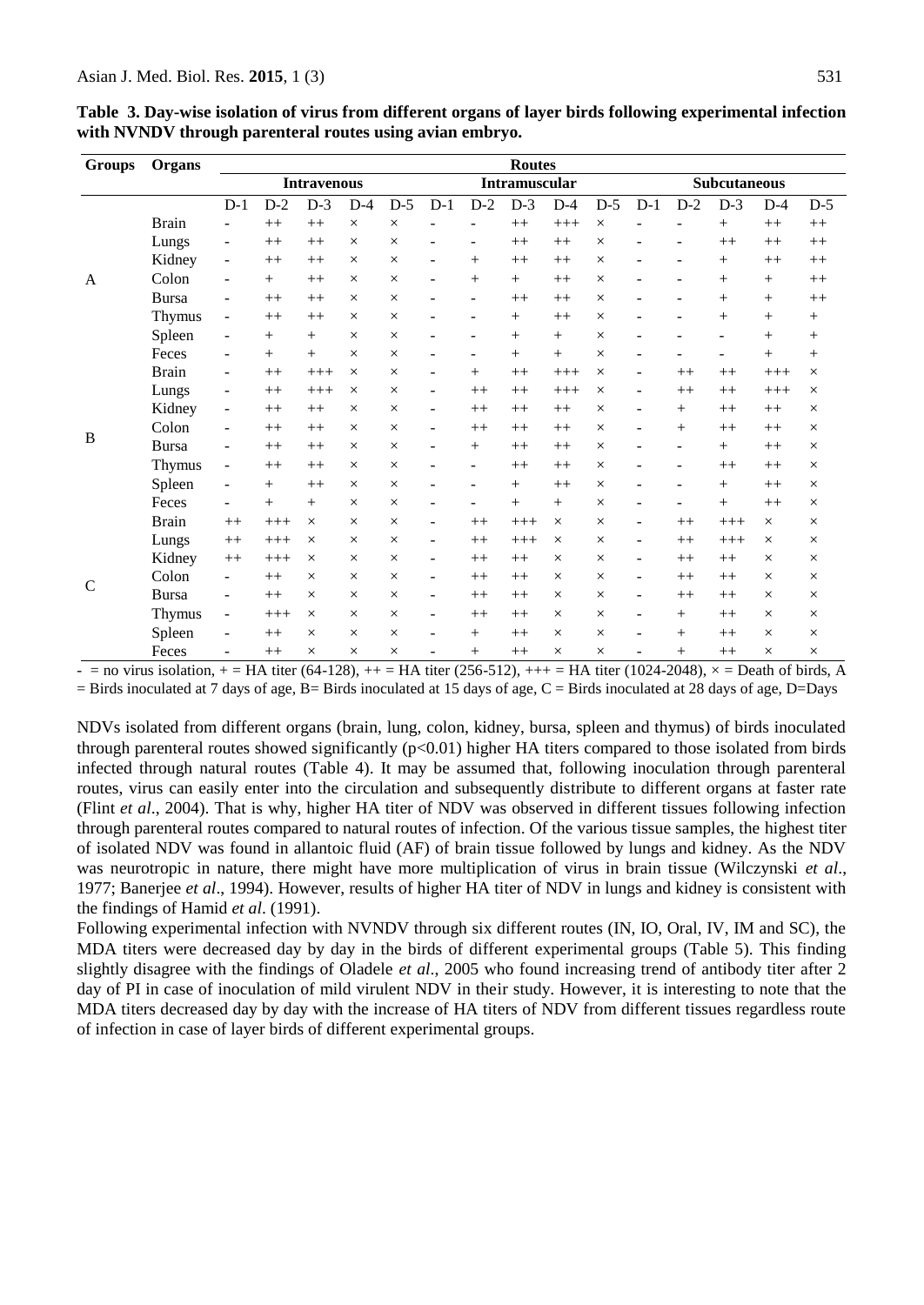**Table 3. Day-wise isolation of virus from different organs of layer birds following experimental infection with NVNDV through parenteral routes using avian embryo.**

| Groups | Organs | Routes | | | | | | | | | | | | | | |
|---|---|---|---|---|---|---|---|---|---|---|---|---|---|---|---|---|
| | | Intravenous | | | | | Intramuscular | | | | | Subcutaneous | | | | |
| | | D-1 | D-2 | D-3 | D-4 | D-5 | D-1 | D-2 | D-3 | D-4 | D-5 | D-1 | D-2 | D-3 | D-4 | D-5 |
| A | Brain | - | ++ | ++ | × | × | - | - | ++ | +++ | × | - | - | + | ++ | ++ |
| | Lungs | - | ++ | ++ | × | × | - | - | ++ | ++ | × | - | - | ++ | ++ | ++ |
| | Kidney | - | ++ | ++ | × | × | - | + | ++ | ++ | × | - | - | + | ++ | ++ |
| | Colon | - | + | ++ | × | × | - | + | + | ++ | × | - | - | + | + | ++ |
| | Bursa | - | ++ | ++ | × | × | - | - | ++ | ++ | × | - | - | + | + | ++ |
| | Thymus | - | ++ | ++ | × | × | - | - | + | ++ | × | - | - | + | + | + |
| | Spleen | - | + | + | × | × | - | - | + | + | × | - | - | - | + | + |
| | Feces | - | + | + | × | × | - | - | + | + | × | - | - | - | + | + |
| B | Brain | - | ++ | +++ | × | × | - | + | ++ | +++ | × | - | ++ | ++ | +++ | × |
| | Lungs | - | ++ | +++ | × | × | - | ++ | ++ | +++ | × | - | ++ | ++ | +++ | × |
| | Kidney | - | ++ | ++ | × | × | - | ++ | ++ | ++ | × | - | + | ++ | ++ | × |
| | Colon | - | ++ | ++ | × | × | - | ++ | ++ | ++ | × | - | + | ++ | ++ | × |
| | Bursa | - | ++ | ++ | × | × | - | + | ++ | ++ | × | - | - | + | ++ | × |
| | Thymus | - | ++ | ++ | × | × | - | - | ++ | ++ | × | - | - | ++ | ++ | × |
| | Spleen | - | + | ++ | × | × | - | - | + | ++ | × | - | - | + | ++ | × |
| | Feces | - | + | + | × | × | - | - | + | + | × | - | - | + | ++ | × |
| C | Brain | ++ | +++ | × | × | × | - | ++ | +++ | × | × | - | ++ | +++ | × | × |
| | Lungs | ++ | +++ | × | × | × | - | ++ | +++ | × | × | - | ++ | +++ | × | × |
| | Kidney | ++ | +++ | × | × | × | - | ++ | ++ | × | × | - | ++ | ++ | × | × |
| | Colon | - | ++ | × | × | × | - | ++ | ++ | × | × | - | ++ | ++ | × | × |
| | Bursa | - | ++ | × | × | × | - | ++ | ++ | × | × | - | ++ | ++ | × | × |
| | Thymus | - | +++ | × | × | × | - | ++ | ++ | × | × | - | + | ++ | × | × |
| | Spleen | - | ++ | × | × | × | - | + | ++ | × | × | - | + | ++ | × | × |
| | Feces | - | ++ | × | × | × | - | + | ++ | × | × | - | + | ++ | × | × |

- = no virus isolation, + = HA titer (64-128), ++ = HA titer (256-512), +++ = HA titer (1024-2048), × = Death of birds, A = Birds inoculated at 7 days of age, B= Birds inoculated at 15 days of age, C = Birds inoculated at 28 days of age, D=Days

NDVs isolated from different organs (brain, lung, colon, kidney, bursa, spleen and thymus) of birds inoculated through parenteral routes showed significantly ($p<0.01$) higher HA titers compared to those isolated from birds infected through natural routes (Table 4). It may be assumed that, following inoculation through parenteral routes, virus can easily enter into the circulation and subsequently distribute to different organs at faster rate (Flint *et al*., 2004). That is why, higher HA titer of NDV was observed in different tissues following infection through parenteral routes compared to natural routes of infection. Of the various tissue samples, the highest titer of isolated NDV was found in allantoic fluid (AF) of brain tissue followed by lungs and kidney. As the NDV was neurotropic in nature, there might have more multiplication of virus in brain tissue (Wilczynski *et al*., 1977; Banerjee *et al*., 1994). However, results of higher HA titer of NDV in lungs and kidney is consistent with the findings of Hamid *et al*. (1991).

Following experimental infection with NVNDV through six different routes (IN, IO, Oral, IV, IM and SC), the MDA titers were decreased day by day in the birds of different experimental groups (Table 5). This finding slightly disagree with the findings of Oladele *et al*., 2005 who found increasing trend of antibody titer after 2 day of PI in case of inoculation of mild virulent NDV in their study. However, it is interesting to note that the MDA titers decreased day by day with the increase of HA titers of NDV from different tissues regardless route of infection in case of layer birds of different experimental groups.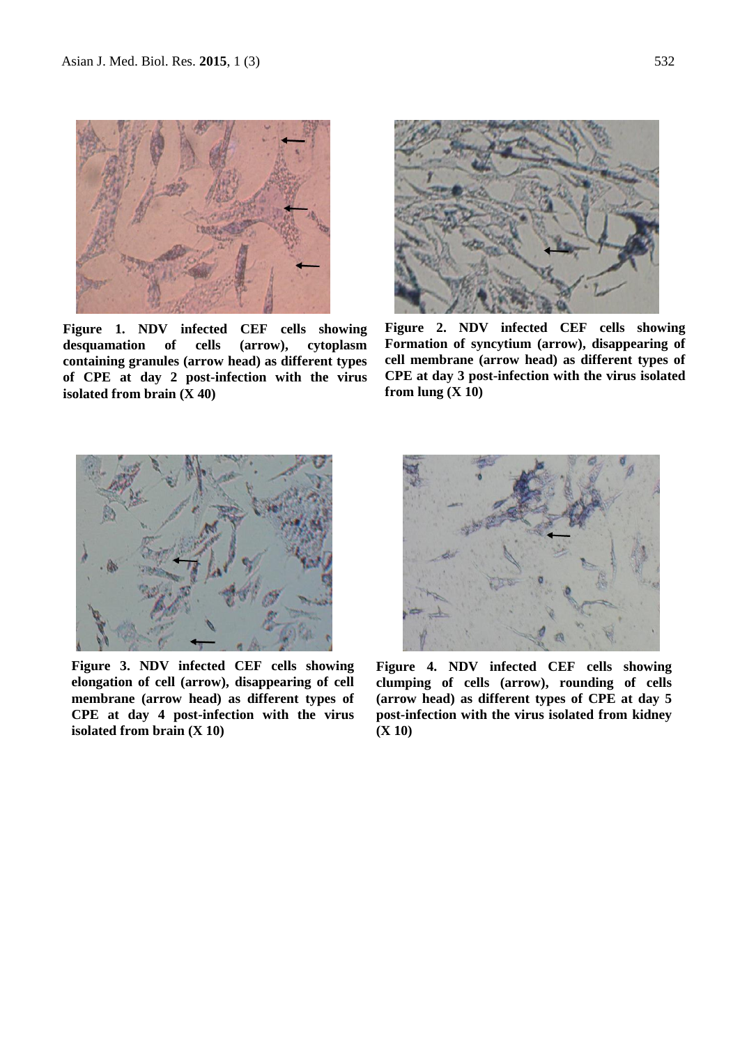**Figure 1. NDV infected CEF cells showing desquamation of cells (arrow), cytoplasm containing granules (arrow head) as different types of CPE at day 2 post-infection with the virus isolated from brain (X 40)**

**Figure 2. NDV infected CEF cells showing Formation of syncytium (arrow), disappearing of cell membrane (arrow head) as different types of CPE at day 3 post-infection with the virus isolated from lung (X 10)**

**Figure 3. NDV infected CEF cells showing elongation of cell (arrow), disappearing of cell membrane (arrow head) as different types of CPE at day 4 post-infection with the virus isolated from brain (X 10)**

**Figure 4. NDV infected CEF cells showing clumping of cells (arrow), rounding of cells (arrow head) as different types of CPE at day 5 post-infection with the virus isolated from kidney (X 10)**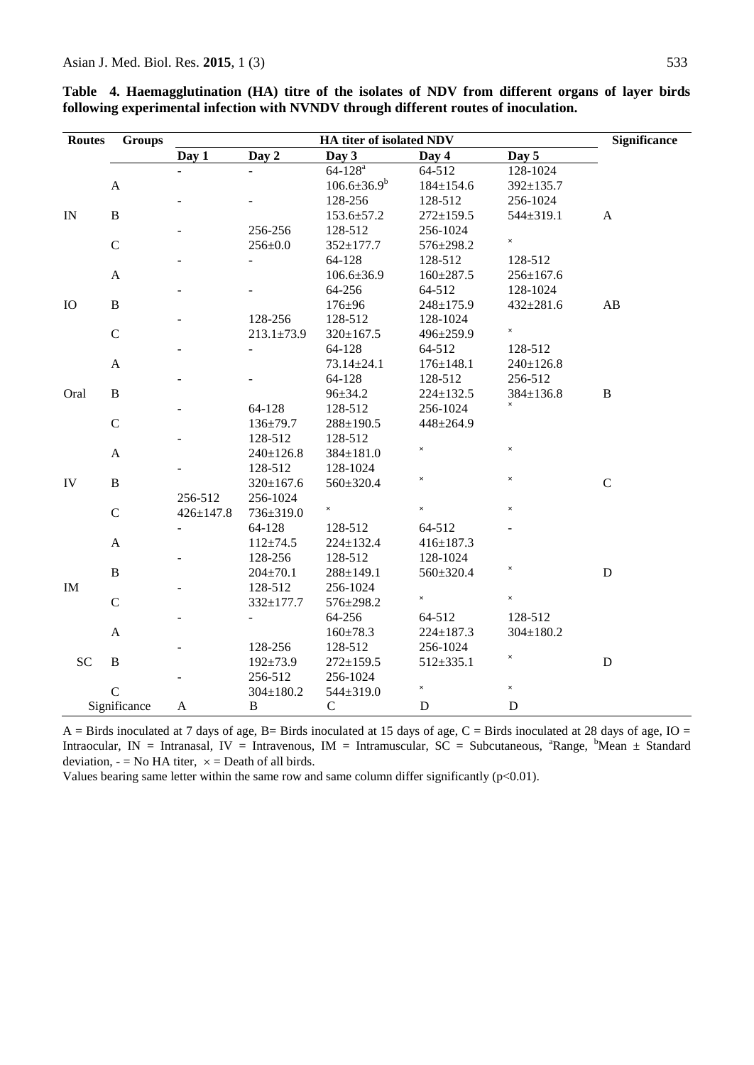**Table 4. Haemagglutination (HA) titre of the isolates of NDV from different organs of layer birds following experimental infection with NVNDV through different routes of inoculation.**

| Routes | Groups | HA titer of isolated NDV | | | | | Significance |
|---|---|---|---|---|---|---|---|
| | | Day 1 | Day 2 | Day 3 | Day 4 | Day 5 | |
| IN | A | - | - | 64-128[a]<br>106.6±36.9[b] | 64-512<br>184±154.6 | 128-1024<br>392±135.7 | A |
| | B | - | - | 128-256<br>153.6±57.2 | 128-512<br>272±159.5 | 256-1024<br>544±319.1 | |
| | C | - | 256-256<br>256±0.0 | 128-512<br>352±177.7 | 256-1024<br>576±298.2 | × | |
| IO | A | - | - | 64-128<br>106.6±36.9 | 128-512<br>160±287.5 | 128-512<br>256±167.6 | AB |
| | B | - | - | 64-256<br>176±96 | 64-512<br>248±175.9 | 128-1024<br>432±281.6 | |
| | C | - | 128-256<br>213.1±73.9 | 128-512<br>320±167.5 | 128-1024<br>496±259.9 | × | |
| Oral | A | - | - | 64-128<br>73.14±24.1 | 64-512<br>176±148.1 | 128-512<br>240±126.8 | B |
| | B | - | - | 64-128<br>96±34.2 | 128-512<br>224±132.5 | 256-512<br>384±136.8 | |
| | C | - | 64-128<br>136±79.7 | 128-512<br>288±190.5 | 256-1024<br>448±264.9 | × | |
| IV | A | - | 128-512<br>240±126.8 | 128-512<br>384±181.0 | × | × | C |
| | B | - | 128-512<br>320±167.6 | 128-1024<br>560±320.4 | × | × | |
| | C | 256-512<br>426±147.8 | 256-1024<br>736±319.0 | × | × | × | |
| IM | A | - | 64-128<br>112±74.5 | 128-512<br>224±132.4 | 64-512<br>416±187.3 | - | D |
| | B | - | 128-256<br>204±70.1 | 128-512<br>288±149.1 | 128-1024<br>560±320.4 | × | |
| | C | - | 128-512<br>332±177.7 | 256-1024<br>576±298.2 | × | × | |
| SC | A | - | - | 64-256<br>160±78.3 | 64-512<br>224±187.3 | 128-512<br>304±180.2 | D |
| | B | - | 128-256<br>192±73.9 | 128-512<br>272±159.5 | 256-1024<br>512±335.1 | × | |
| | C | - | 256-512<br>304±180.2 | 256-1024<br>544±319.0 | × | × | |
| Significance | | A | B | C | D | D | |

A = Birds inoculated at 7 days of age, B= Birds inoculated at 15 days of age, C = Birds inoculated at 28 days of age, IO = Intraocular, IN = Intranasal, IV = Intravenous, IM = Intramuscular, SC = Subcutaneous, [a]Range, [b]Mean ± Standard deviation, - = No HA titer, × = Death of all birds.

Values bearing same letter within the same row and same column differ significantly ($p<0.01$).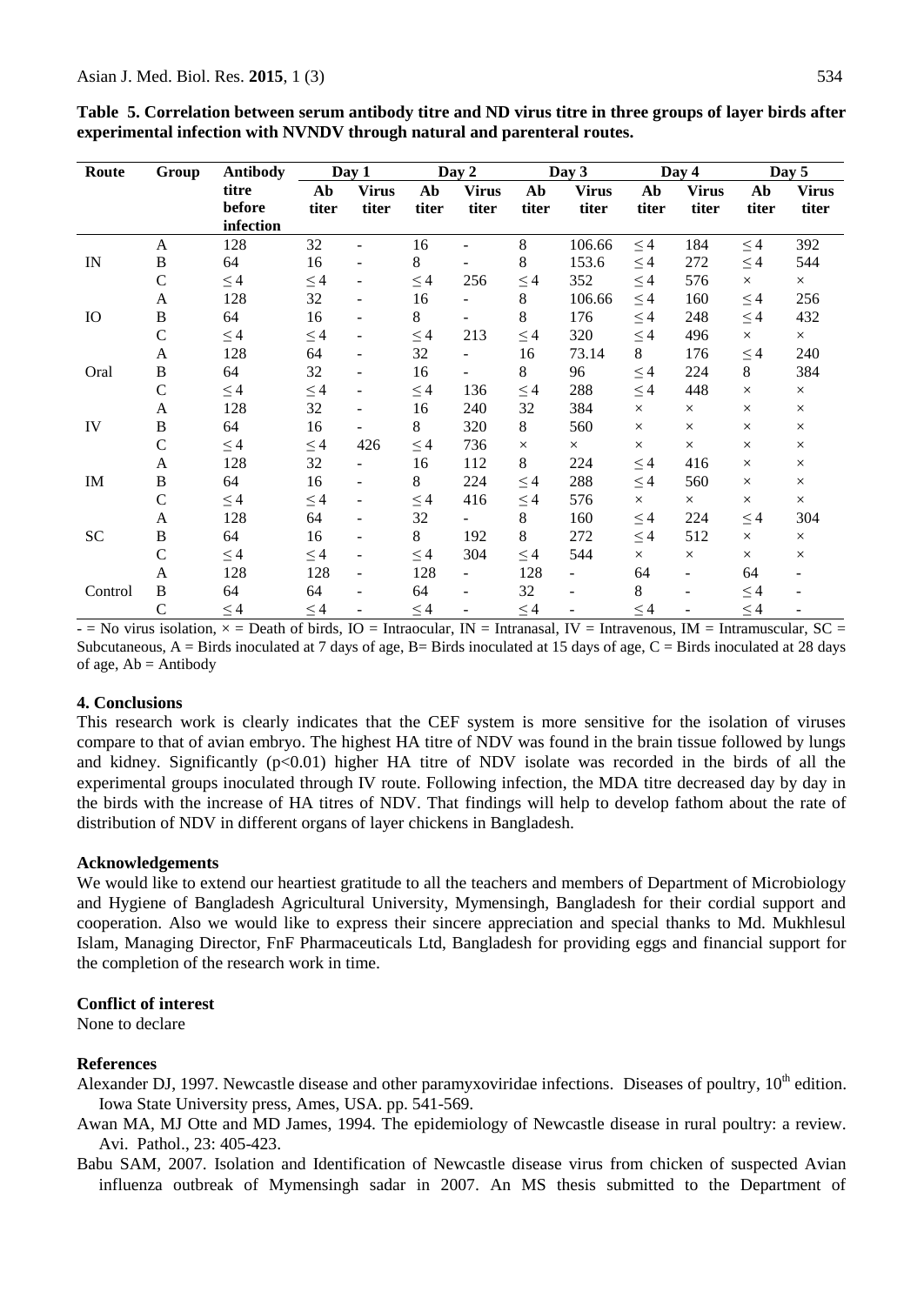**Table 5. Correlation between serum antibody titre and ND virus titre in three groups of layer birds after experimental infection with NVNDV through natural and parenteral routes.**

| Route | Group | Antibody titre before infection | Day 1 | | Day 2 | | Day 3 | | Day 4 | | Day 5 | |
|---|---|---|---|---|---|---|---|---|---|---|---|---|
| | | | Ab titer | Virus titer | Ab titer | Virus titer | Ab titer | Virus titer | Ab titer | Virus titer | Ab titer | Virus titer |
| IN | A | 128 | 32 | - | 16 | - | 8 | 106.66 | ≤ 4 | 184 | ≤ 4 | 392 |
| | B | 64 | 16 | - | 8 | - | 8 | 153.6 | ≤ 4 | 272 | ≤ 4 | 544 |
| | C | ≤ 4 | ≤ 4 | - | ≤ 4 | 256 | ≤ 4 | 352 | ≤ 4 | 576 | × | × |
| IO | A | 128 | 32 | - | 16 | - | 8 | 106.66 | ≤ 4 | 160 | ≤ 4 | 256 |
| | B | 64 | 16 | - | 8 | - | 8 | 176 | ≤ 4 | 248 | ≤ 4 | 432 |
| | C | ≤ 4 | ≤ 4 | - | ≤ 4 | 213 | ≤ 4 | 320 | ≤ 4 | 496 | × | × |
| Oral | A | 128 | 64 | - | 32 | - | 16 | 73.14 | 8 | 176 | ≤ 4 | 240 |
| | B | 64 | 32 | - | 16 | - | 8 | 96 | ≤ 4 | 224 | 8 | 384 |
| | C | ≤ 4 | ≤ 4 | - | ≤ 4 | 136 | ≤ 4 | 288 | ≤ 4 | 448 | × | × |
| IV | A | 128 | 32 | - | 16 | 240 | 32 | 384 | × | × | × | × |
| | B | 64 | 16 | - | 8 | 320 | 8 | 560 | × | × | × | × |
| | C | ≤ 4 | ≤ 4 | 426 | ≤ 4 | 736 | × | × | × | × | × | × |
| IM | A | 128 | 32 | - | 16 | 112 | 8 | 224 | ≤ 4 | 416 | × | × |
| | B | 64 | 16 | - | 8 | 224 | ≤ 4 | 288 | ≤ 4 | 560 | × | × |
| | C | ≤ 4 | ≤ 4 | - | ≤ 4 | 416 | ≤ 4 | 576 | × | × | × | × |
| SC | A | 128 | 64 | - | 32 | - | 8 | 160 | ≤ 4 | 224 | ≤ 4 | 304 |
| | B | 64 | 16 | - | 8 | 192 | 8 | 272 | ≤ 4 | 512 | × | × |
| | C | ≤ 4 | ≤ 4 | - | ≤ 4 | 304 | ≤ 4 | 544 | × | × | × | × |
| Control | A | 128 | 128 | - | 128 | - | 128 | - | 64 | - | 64 | - |
| | B | 64 | 64 | - | 64 | - | 32 | - | 8 | - | ≤ 4 | - |
| | C | ≤ 4 | ≤ 4 | - | ≤ 4 | - | ≤ 4 | - | ≤ 4 | - | ≤ 4 | - |

- = No virus isolation, × = Death of birds, IO = Intraocular, IN = Intranasal, IV = Intravenous, IM = Intramuscular, SC = Subcutaneous, A = Birds inoculated at 7 days of age, B= Birds inoculated at 15 days of age, C = Birds inoculated at 28 days of age, Ab = Antibody

## 4. Conclusions

This research work is clearly indicates that the CEF system is more sensitive for the isolation of viruses compare to that of avian embryo. The highest HA titre of NDV was found in the brain tissue followed by lungs and kidney. Significantly ($p<0.01$) higher HA titre of NDV isolate was recorded in the birds of all the experimental groups inoculated through IV route. Following infection, the MDA titre decreased day by day in the birds with the increase of HA titres of NDV. That findings will help to develop fathom about the rate of distribution of NDV in different organs of layer chickens in Bangladesh.

## Acknowledgements

We would like to extend our heartiest gratitude to all the teachers and members of Department of Microbiology and Hygiene of Bangladesh Agricultural University, Mymensingh, Bangladesh for their cordial support and cooperation. Also we would like to express their sincere appreciation and special thanks to Md. Mukhlesul Islam, Managing Director, FnF Pharmaceuticals Ltd, Bangladesh for providing eggs and financial support for the completion of the research work in time.

## Conflict of interest

None to declare

## References

Alexander DJ, 1997. Newcastle disease and other paramyxoviridae infections. Diseases of poultry, 10th edition. Iowa State University press, Ames, USA. pp. 541-569.

Awan MA, MJ Otte and MD James, 1994. The epidemiology of Newcastle disease in rural poultry: a review. Avi. Pathol., 23: 405-423.

Babu SAM, 2007. Isolation and Identification of Newcastle disease virus from chicken of suspected Avian influenza outbreak of Mymensingh sadar in 2007. An MS thesis submitted to the Department of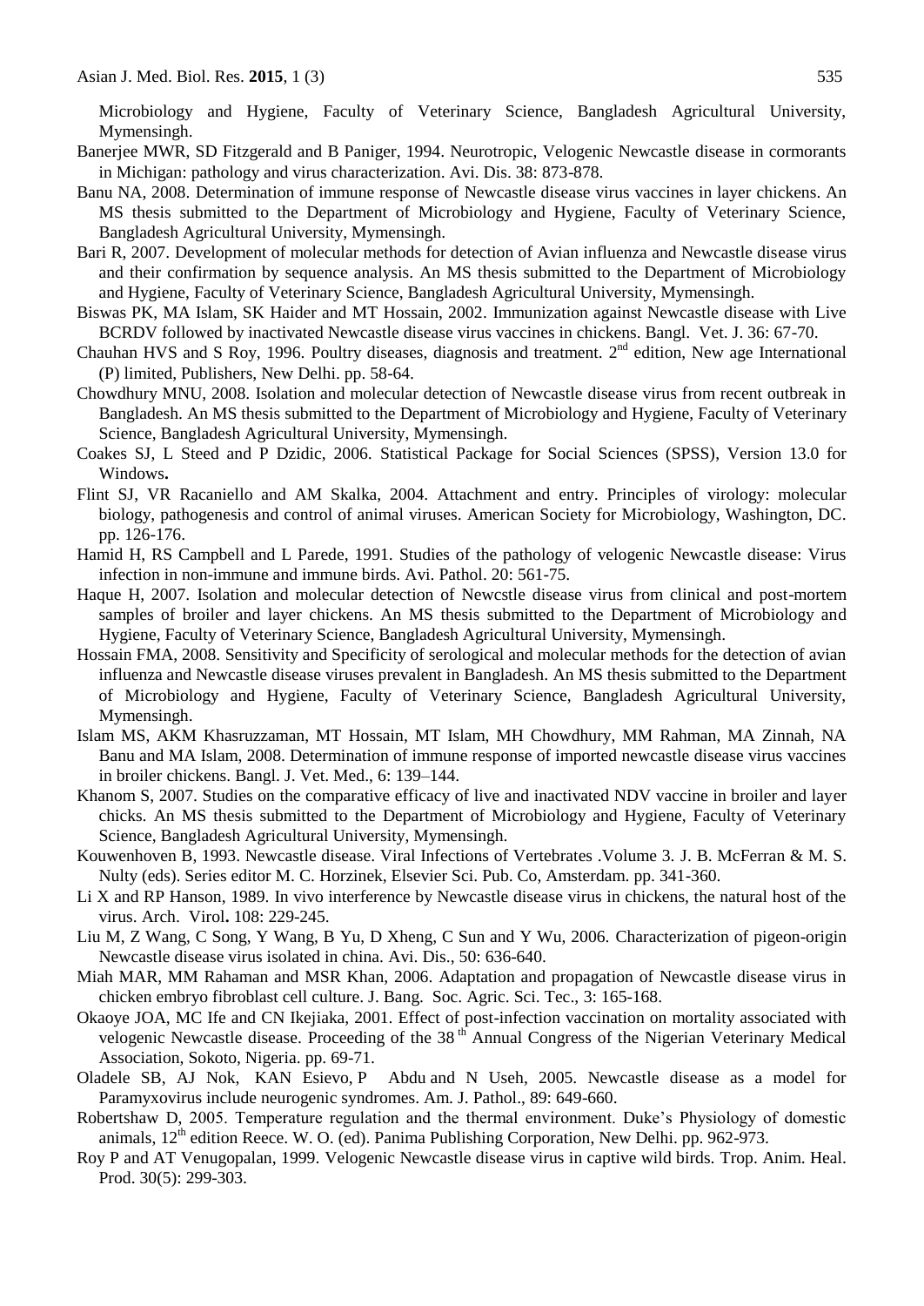Microbiology and Hygiene, Faculty of Veterinary Science, Bangladesh Agricultural University, Mymensingh.

Banerjee MWR, SD Fitzgerald and B Paniger, 1994. Neurotropic, Velogenic Newcastle disease in cormorants in Michigan: pathology and virus characterization. Avi. Dis. 38: 873-878.

Banu NA, 2008. Determination of immune response of Newcastle disease virus vaccines in layer chickens. An MS thesis submitted to the Department of Microbiology and Hygiene, Faculty of Veterinary Science, Bangladesh Agricultural University, Mymensingh.

Bari R, 2007. Development of molecular methods for detection of Avian influenza and Newcastle disease virus and their confirmation by sequence analysis. An MS thesis submitted to the Department of Microbiology and Hygiene, Faculty of Veterinary Science, Bangladesh Agricultural University, Mymensingh.

Biswas PK, MA Islam, SK Haider and MT Hossain, 2002. Immunization against Newcastle disease with Live BCRDV followed by inactivated Newcastle disease virus vaccines in chickens. Bangl. Vet. J. 36: 67-70.

Chauhan HVS and S Roy, 1996. Poultry diseases, diagnosis and treatment. 2nd edition, New age International (P) limited, Publishers, New Delhi. pp. 58-64.

Chowdhury MNU, 2008. Isolation and molecular detection of Newcastle disease virus from recent outbreak in Bangladesh. An MS thesis submitted to the Department of Microbiology and Hygiene, Faculty of Veterinary Science, Bangladesh Agricultural University, Mymensingh.

Coakes SJ, L Steed and P Dzidic, 2006. Statistical Package for Social Sciences (SPSS), Version 13.0 for Windows**.**

Flint SJ, VR Racaniello and AM Skalka, 2004. Attachment and entry. Principles of virology: molecular biology, pathogenesis and control of animal viruses. American Society for Microbiology, Washington, DC. pp. 126-176.

Hamid H, RS Campbell and L Parede, 1991. Studies of the pathology of velogenic Newcastle disease: Virus infection in non-immune and immune birds. Avi. Pathol. 20: 561-75.

Haque H, 2007. Isolation and molecular detection of Newcstle disease virus from clinical and post-mortem samples of broiler and layer chickens. An MS thesis submitted to the Department of Microbiology and Hygiene, Faculty of Veterinary Science, Bangladesh Agricultural University, Mymensingh.

Hossain FMA, 2008. Sensitivity and Specificity of serological and molecular methods for the detection of avian influenza and Newcastle disease viruses prevalent in Bangladesh. An MS thesis submitted to the Department of Microbiology and Hygiene, Faculty of Veterinary Science, Bangladesh Agricultural University, Mymensingh.

Islam MS, AKM Khasruzzaman, MT Hossain, MT Islam, MH Chowdhury, MM Rahman, MA Zinnah, NA Banu and MA Islam, 2008. Determination of immune response of imported newcastle disease virus vaccines in broiler chickens. Bangl. J. Vet. Med., 6: 139–144.

Khanom S, 2007. Studies on the comparative efficacy of live and inactivated NDV vaccine in broiler and layer chicks. An MS thesis submitted to the Department of Microbiology and Hygiene, Faculty of Veterinary Science, Bangladesh Agricultural University, Mymensingh.

Kouwenhoven B, 1993. Newcastle disease. Viral Infections of Vertebrates .Volume 3. J. B. McFerran & M. S. Nulty (eds). Series editor M. C. Horzinek, Elsevier Sci. Pub. Co, Amsterdam. pp. 341-360.

Li X and RP Hanson, 1989. In vivo interference by Newcastle disease virus in chickens, the natural host of the virus. Arch. Virol**.** 108: 229-245.

Liu M, Z Wang, C Song, Y Wang, B Yu, D Xheng, C Sun and Y Wu, 2006. Characterization of pigeon-origin Newcastle disease virus isolated in china. Avi. Dis., 50: 636-640.

Miah MAR, MM Rahaman and MSR Khan, 2006. Adaptation and propagation of Newcastle disease virus in chicken embryo fibroblast cell culture. J. Bang. Soc. Agric. Sci. Tec., 3: 165-168.

Okaoye JOA, MC Ife and CN Ikejiaka, 2001. Effect of post-infection vaccination on mortality associated with velogenic Newcastle disease. Proceeding of the 38th Annual Congress of the Nigerian Veterinary Medical Association, Sokoto, Nigeria. pp. 69-71.

Oladele SB, AJ Nok, KAN Esievo, P Abdu and N Useh, 2005. Newcastle disease as a model for Paramyxovirus include neurogenic syndromes. Am. J. Pathol., 89: 649-660.

Robertshaw D, 2005. Temperature regulation and the thermal environment. Duke's Physiology of domestic animals, 12th edition Reece. W. O. (ed). Panima Publishing Corporation, New Delhi. pp. 962-973.

Roy P and AT Venugopalan, 1999. Velogenic Newcastle disease virus in captive wild birds. Trop. Anim. Heal. Prod. 30(5): 299-303.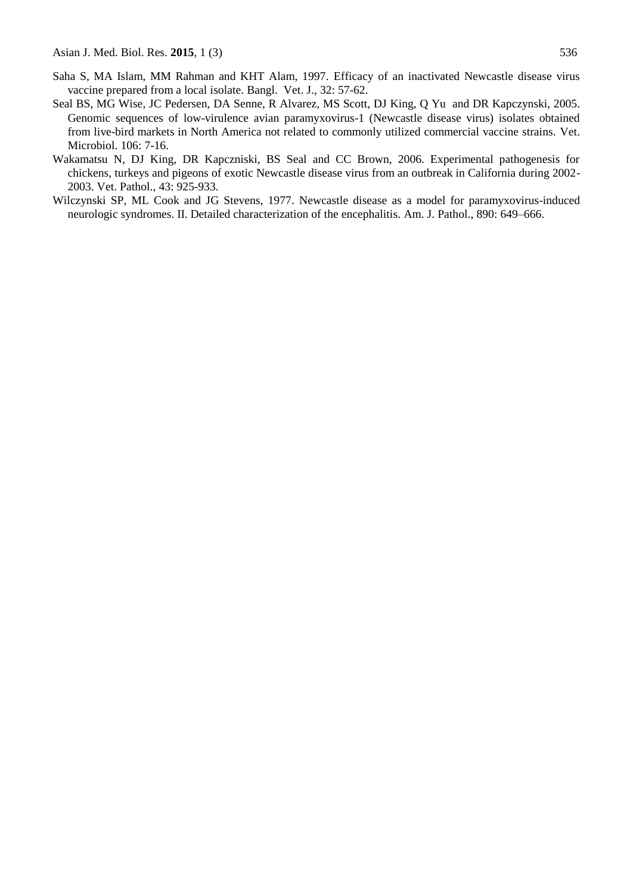Saha S, MA Islam, MM Rahman and KHT Alam, 1997. Efficacy of an inactivated Newcastle disease virus vaccine prepared from a local isolate. Bangl. Vet. J., 32: 57-62.

Seal BS, MG Wise, JC Pedersen, DA Senne, R Alvarez, MS Scott, DJ King, Q Yu and DR Kapczynski, 2005. Genomic sequences of low-virulence avian paramyxovirus-1 (Newcastle disease virus) isolates obtained from live-bird markets in North America not related to commonly utilized commercial vaccine strains. Vet. Microbiol. 106: 7-16.

Wakamatsu N, DJ King, DR Kapczniski, BS Seal and CC Brown, 2006. Experimental pathogenesis for chickens, turkeys and pigeons of exotic Newcastle disease virus from an outbreak in California during 2002-2003. Vet. Pathol., 43: 925-933.

Wilczynski SP, ML Cook and JG Stevens, 1977. Newcastle disease as a model for paramyxovirus-induced neurologic syndromes. II. Detailed characterization of the encephalitis. Am. J. Pathol., 890: 649–666.